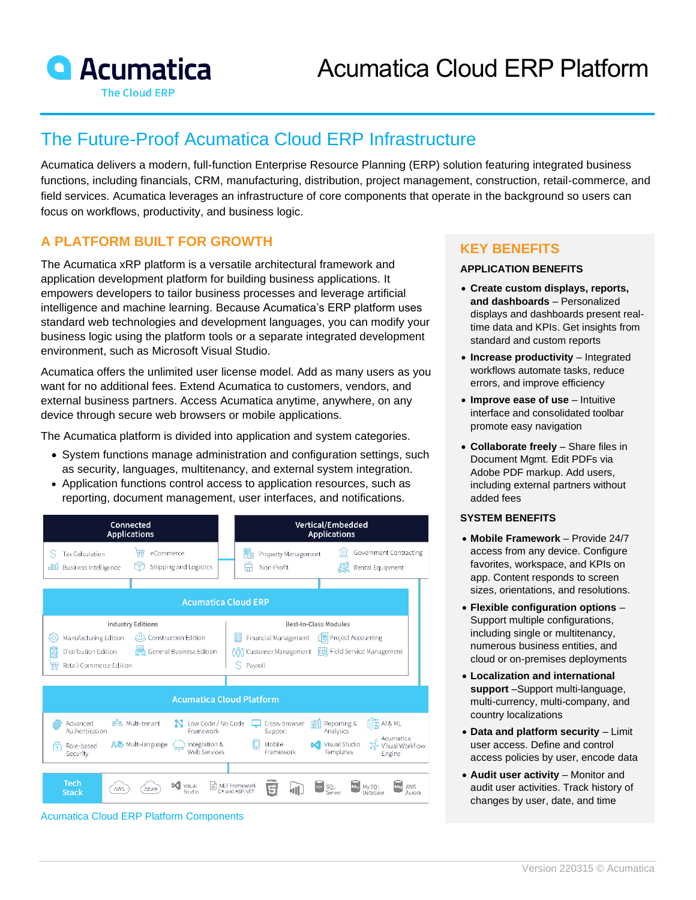# Acumatica Cloud ERP Platform

## The Future-Proof Acumatica Cloud ERP Infrastructure

Acumatica delivers a modern, full-function Enterprise Resource Planning (ERP) solution featuring integrated business functions, including financials, CRM, manufacturing, distribution, project management, construction, retail-commerce, and field services. Acumatica leverages an infrastructure of core components that operate in the background so users can focus on workflows, productivity, and business logic.

### A PLATFORM BUILT FOR GROWTH

The Acumatica xRP platform is a versatile architectural framework and application development platform for building business applications. It empowers developers to tailor business processes and leverage artificial intelligence and machine learning. Because Acumatica's ERP platform uses standard web technologies and development languages, you can modify your business logic using the platform tools or a separate integrated development environment, such as Microsoft Visual Studio.

Acumatica offers the unlimited user license model. Add as many users as you want for no additional fees. Extend Acumatica to customers, vendors, and external business partners. Access Acumatica anytime, anywhere, on any device through secure web browsers or mobile applications.

The Acumatica platform is divided into application and system categories.

- System functions manage administration and configuration settings, such as security, languages, multitenancy, and external system integration.
- Application functions control access to application resources, such as reporting, document management, user interfaces, and notifications.

**Connected Applications:** Tax Calculation, eCommerce, Business Intelligence, Shipping and Logistics

**Vertical/Embedded Applications:** Property Management, Government Contracting, Non-Profit, Rental Equipment

**Acumatica Cloud ERP**

- Industry Editions: Manufacturing Edition, Construction Edition, Distribution Edition, General Business Edition, Retail-Commerce Edition
- Best-In-Class Modules: Financial Management, Project Accounting, Customer Management, Field Service Management, Payroll

**Acumatica Cloud Platform:** Advanced Authentication, Multi-tenant, Low Code / No Code Framework, Cross-browser Support, Reporting & Analytics, AI & ML, Role-based Security, Multi-language, Integration & Web Services, Mobile Framework, Visual Studio Templates, Acumatica Visual Workflow Engine

**Tech Stack:** AWS, Azure, Visual Studio, .NET Framework C# and ASP.NET, HTML5, SQL Server, My SQL Database, AWS Aurora

Acumatica Cloud ERP Platform Components

### KEY BENEFITS

#### APPLICATION BENEFITS

- **Create custom displays, reports, and dashboards** – Personalized displays and dashboards present real-time data and KPIs. Get insights from standard and custom reports
- **Increase productivity** – Integrated workflows automate tasks, reduce errors, and improve efficiency
- **Improve ease of use** – Intuitive interface and consolidated toolbar promote easy navigation
- **Collaborate freely** – Share files in Document Mgmt. Edit PDFs via Adobe PDF markup. Add users, including external partners without added fees

#### SYSTEM BENEFITS

- **Mobile Framework** – Provide 24/7 access from any device. Configure favorites, workspace, and KPIs on app. Content responds to screen sizes, orientations, and resolutions.
- **Flexible configuration options** – Support multiple configurations, including single or multitenancy, numerous business entities, and cloud or on-premises deployments
- **Localization and international support** –Support multi-language, multi-currency, multi-company, and country localizations
- **Data and platform security** – Limit user access. Define and control access policies by user, encode data
- **Audit user activity** – Monitor and audit user activities. Track history of changes by user, date, and time

Version 220315 © Acumatica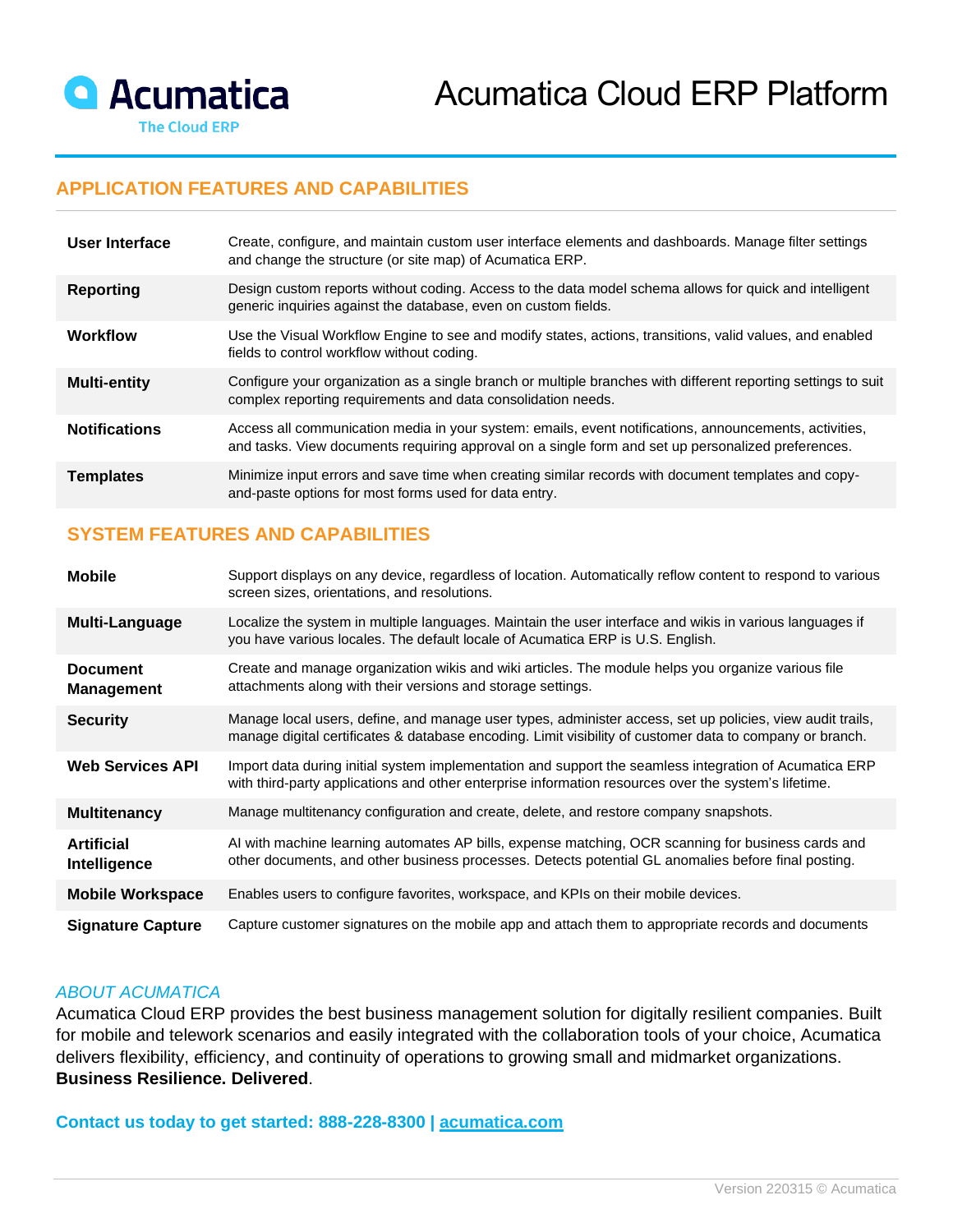# Acumatica Cloud ERP Platform

## APPLICATION FEATURES AND CAPABILITIES

| | |
|---|---|
| **User Interface** | Create, configure, and maintain custom user interface elements and dashboards. Manage filter settings and change the structure (or site map) of Acumatica ERP. |
| **Reporting** | Design custom reports without coding. Access to the data model schema allows for quick and intelligent generic inquiries against the database, even on custom fields. |
| **Workflow** | Use the Visual Workflow Engine to see and modify states, actions, transitions, valid values, and enabled fields to control workflow without coding. |
| **Multi-entity** | Configure your organization as a single branch or multiple branches with different reporting settings to suit complex reporting requirements and data consolidation needs. |
| **Notifications** | Access all communication media in your system: emails, event notifications, announcements, activities, and tasks. View documents requiring approval on a single form and set up personalized preferences. |
| **Templates** | Minimize input errors and save time when creating similar records with document templates and copy-and-paste options for most forms used for data entry. |

## SYSTEM FEATURES AND CAPABILITIES

| | |
|---|---|
| **Mobile** | Support displays on any device, regardless of location. Automatically reflow content to respond to various screen sizes, orientations, and resolutions. |
| **Multi-Language** | Localize the system in multiple languages. Maintain the user interface and wikis in various languages if you have various locales. The default locale of Acumatica ERP is U.S. English. |
| **Document Management** | Create and manage organization wikis and wiki articles. The module helps you organize various file attachments along with their versions and storage settings. |
| **Security** | Manage local users, define, and manage user types, administer access, set up policies, view audit trails, manage digital certificates & database encoding. Limit visibility of customer data to company or branch. |
| **Web Services API** | Import data during initial system implementation and support the seamless integration of Acumatica ERP with third-party applications and other enterprise information resources over the system's lifetime. |
| **Multitenancy** | Manage multitenancy configuration and create, delete, and restore company snapshots. |
| **Artificial Intelligence** | AI with machine learning automates AP bills, expense matching, OCR scanning for business cards and other documents, and other business processes. Detects potential GL anomalies before final posting. |
| **Mobile Workspace** | Enables users to configure favorites, workspace, and KPIs on their mobile devices. |
| **Signature Capture** | Capture customer signatures on the mobile app and attach them to appropriate records and documents |

*ABOUT ACUMATICA*

Acumatica Cloud ERP provides the best business management solution for digitally resilient companies. Built for mobile and telework scenarios and easily integrated with the collaboration tools of your choice, Acumatica delivers flexibility, efficiency, and continuity of operations to growing small and midmarket organizations. **Business Resilience. Delivered**.

**Contact us today to get started: 888-228-8300 | acumatica.com**

Version 220315 © Acumatica